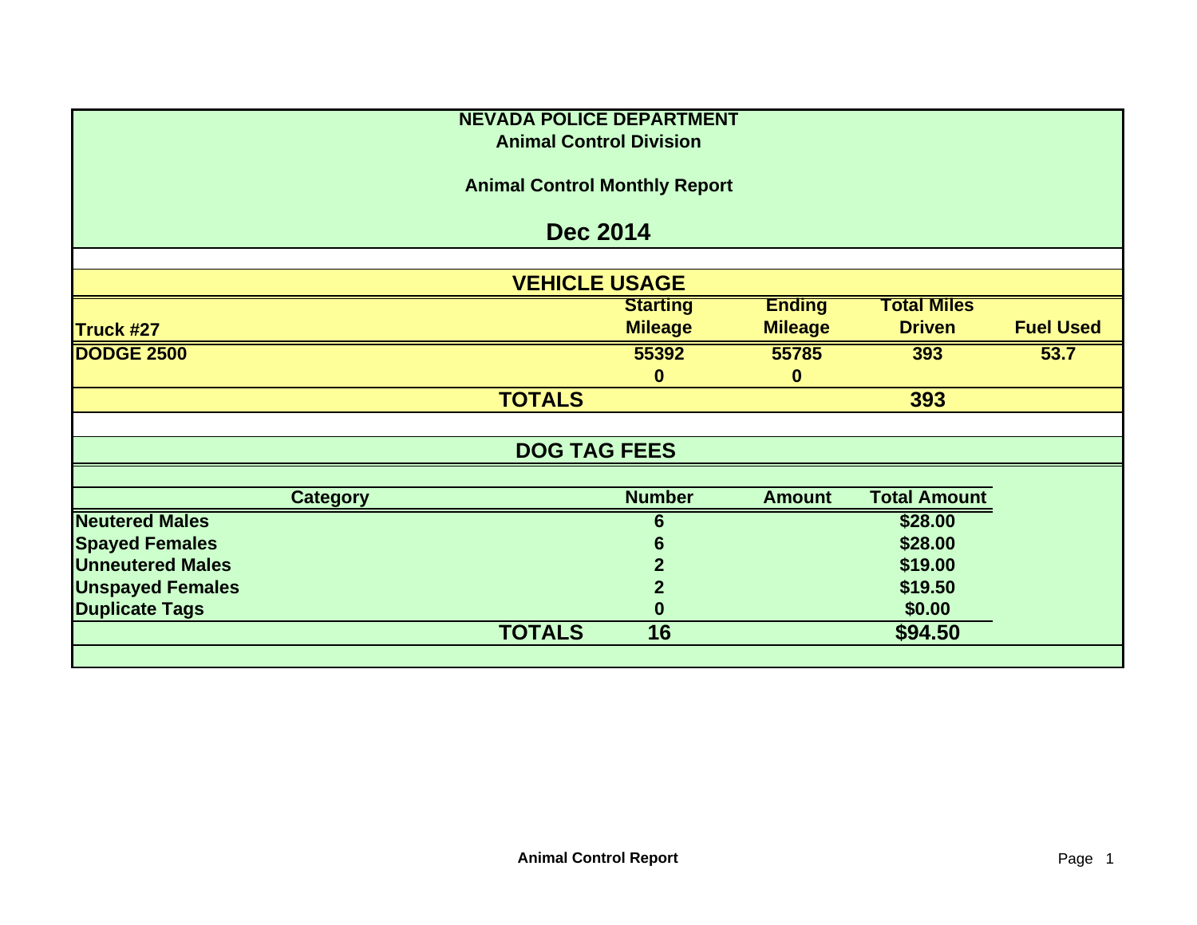# NEVADA POLICE DEPARTMENT

## Animal Control Division

### Animal Control Monthly Report

## Dec 2014

### VEHICLE USAGE

| Truck #27 | Starting Mileage | Ending Mileage | Total Miles Driven | Fuel Used |
|---|---|---|---|---|
| DODGE 2500 | 55392 | 55785 | 393 | 53.7 |
| | 0 | 0 | | |
| **TOTALS** | | | **393** | |

### DOG TAG FEES

| Category | Number | Amount | Total Amount |
|---|---|---|---|
| Neutered Males | 6 | | $28.00 |
| Spayed Females | 6 | | $28.00 |
| Unneutered Males | 2 | | $19.00 |
| Unspayed Females | 2 | | $19.50 |
| Duplicate Tags | 0 | | $0.00 |
| **TOTALS** | **16** | | **$94.50** |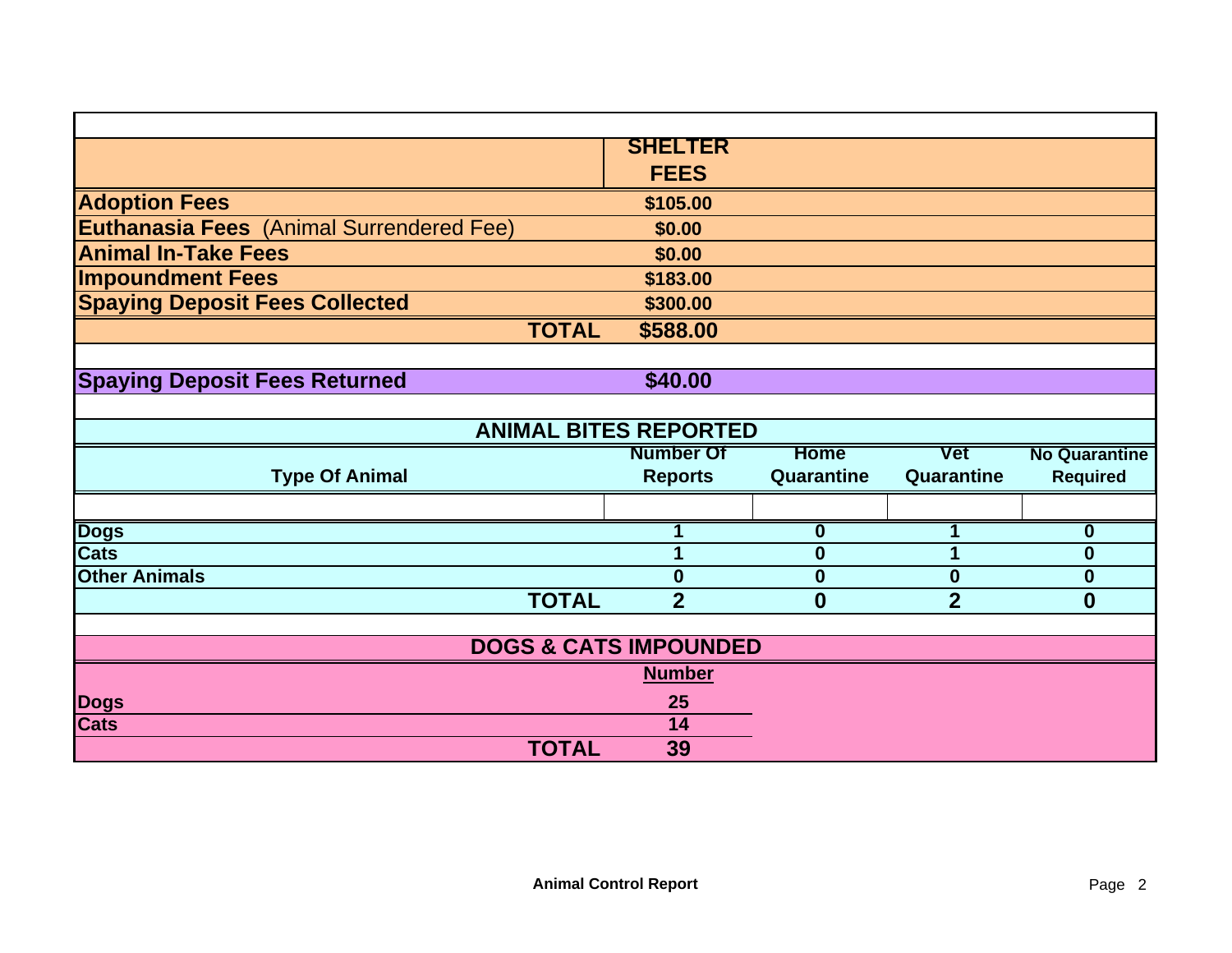| | SHELTER FEES |
|---|---|
| **Adoption Fees** | $105.00 |
| **Euthanasia Fees** (Animal Surrendered Fee) | $0.00 |
| **Animal In-Take Fees** | $0.00 |
| **Impoundment Fees** | $183.00 |
| **Spaying Deposit Fees Collected** | $300.00 |
| **TOTAL** | **$588.00** |

| | |
|---|---|
| **Spaying Deposit Fees Returned** | **$40.00** |

## ANIMAL BITES REPORTED

| Type Of Animal | Number Of Reports | Home Quarantine | Vet Quarantine | No Quarantine Required |
|---|---|---|---|---|
| **Dogs** | 1 | 0 | 1 | 0 |
| **Cats** | 1 | 0 | 1 | 0 |
| **Other Animals** | 0 | 0 | 0 | 0 |
| **TOTAL** | **2** | **0** | **2** | **0** |

## DOGS & CATS IMPOUNDED

| | Number |
|---|---|
| **Dogs** | 25 |
| **Cats** | 14 |
| **TOTAL** | **39** |

**Animal Control Report**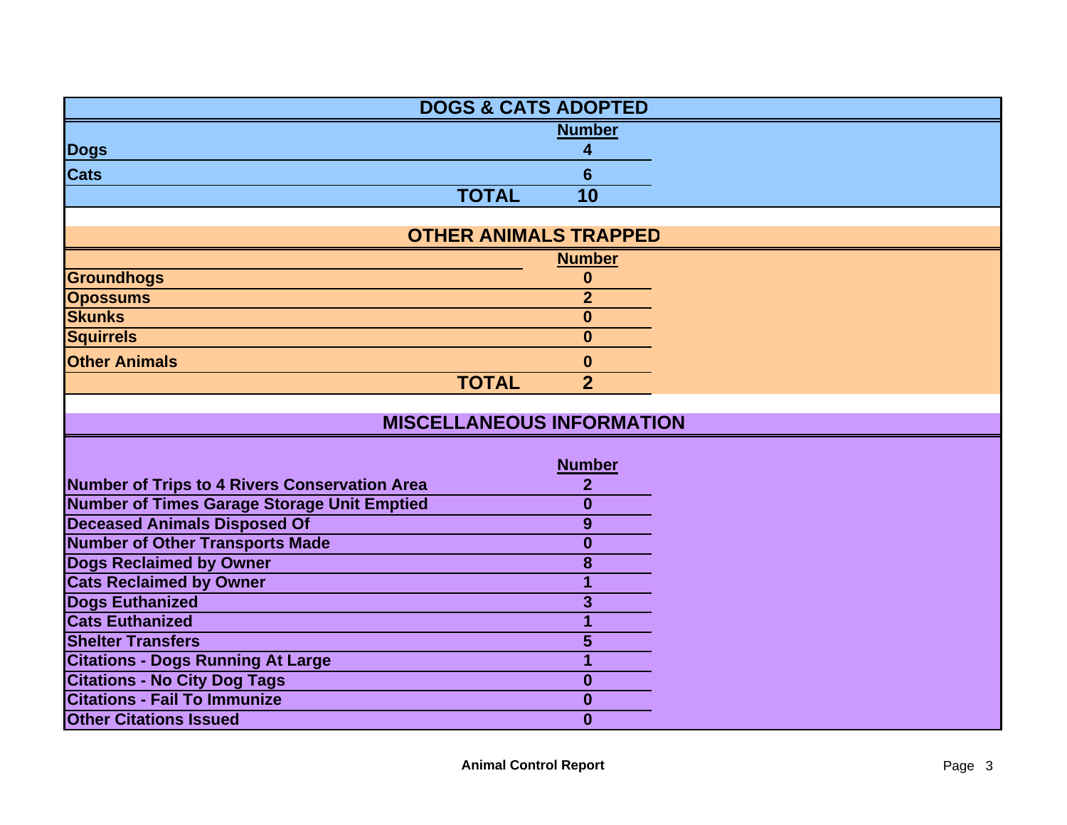## DOGS & CATS ADOPTED

| | Number |
|---|---|
| Dogs | 4 |
| Cats | 6 |
| TOTAL | 10 |

## OTHER ANIMALS TRAPPED

| | Number |
|---|---|
| Groundhogs | 0 |
| Opossums | 2 |
| Skunks | 0 |
| Squirrels | 0 |
| Other Animals | 0 |
| TOTAL | 2 |

## MISCELLANEOUS INFORMATION

| | Number |
|---|---|
| Number of Trips to 4 Rivers Conservation Area | 2 |
| Number of Times Garage Storage Unit Emptied | 0 |
| Deceased Animals Disposed Of | 9 |
| Number of Other Transports Made | 0 |
| Dogs Reclaimed by Owner | 8 |
| Cats Reclaimed by Owner | 1 |
| Dogs Euthanized | 3 |
| Cats Euthanized | 1 |
| Shelter Transfers | 5 |
| Citations - Dogs Running At Large | 1 |
| Citations - No City Dog Tags | 0 |
| Citations - Fail To Immunize | 0 |
| Other Citations Issued | 0 |

**Animal Control Report**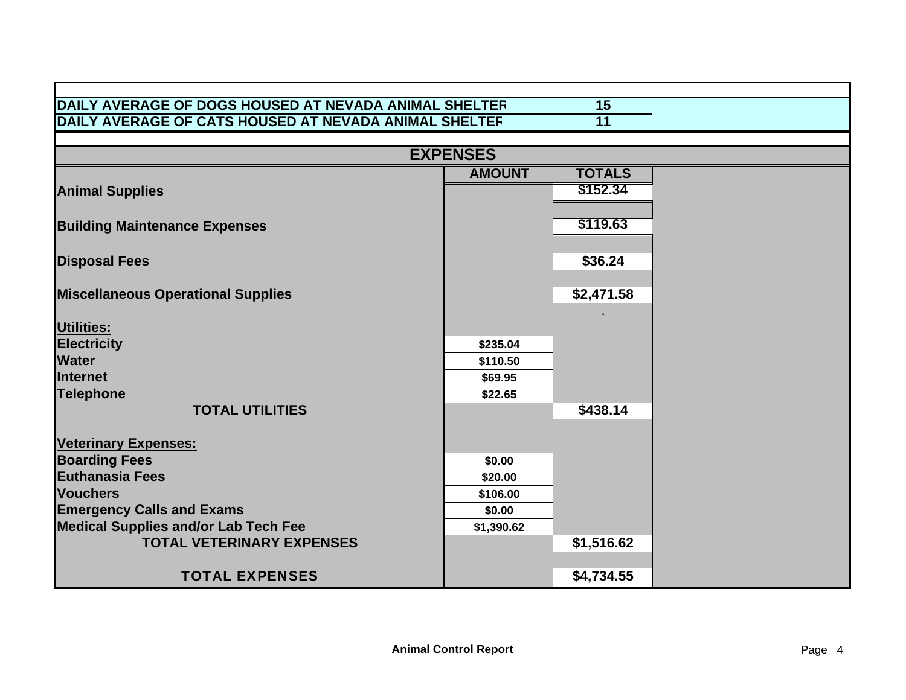| | |
|---|---|
| DAILY AVERAGE OF DOGS HOUSED AT NEVADA ANIMAL SHELTER | 15 |
| DAILY AVERAGE OF CATS HOUSED AT NEVADA ANIMAL SHELTER | 11 |

## EXPENSES

| | AMOUNT | TOTALS |
|---|---|---|
| **Animal Supplies** | | $152.34 |
| **Building Maintenance Expenses** | | $119.63 |
| **Disposal Fees** | | $36.24 |
| **Miscellaneous Operational Supplies** | | $2,471.58 |
| **Utilities:** | | |
| Electricity | $235.04 | |
| Water | $110.50 | |
| Internet | $69.95 | |
| Telephone | $22.65 | |
| **TOTAL UTILITIES** | | $438.14 |
| **Veterinary Expenses:** | | |
| Boarding Fees | $0.00 | |
| Euthanasia Fees | $20.00 | |
| Vouchers | $106.00 | |
| Emergency Calls and Exams | $0.00 | |
| Medical Supplies and/or Lab Tech Fee | $1,390.62 | |
| **TOTAL VETERINARY EXPENSES** | | $1,516.62 |
| **TOTAL EXPENSES** | | $4,734.55 |

Animal Control Report